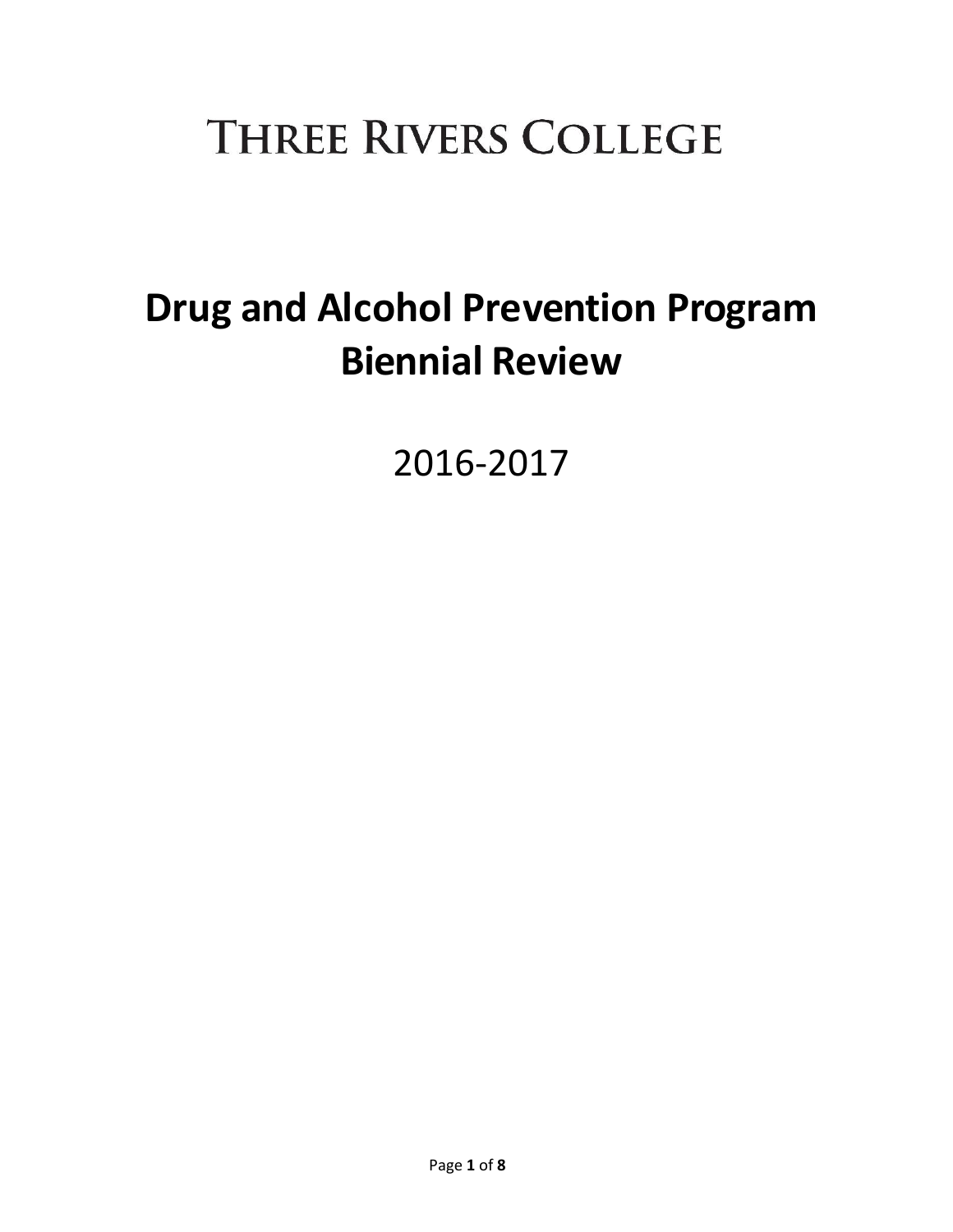# THREE RIVERS COLLEGE

# Drug and Alcohol Prevention Program Biennial Review

2016-2017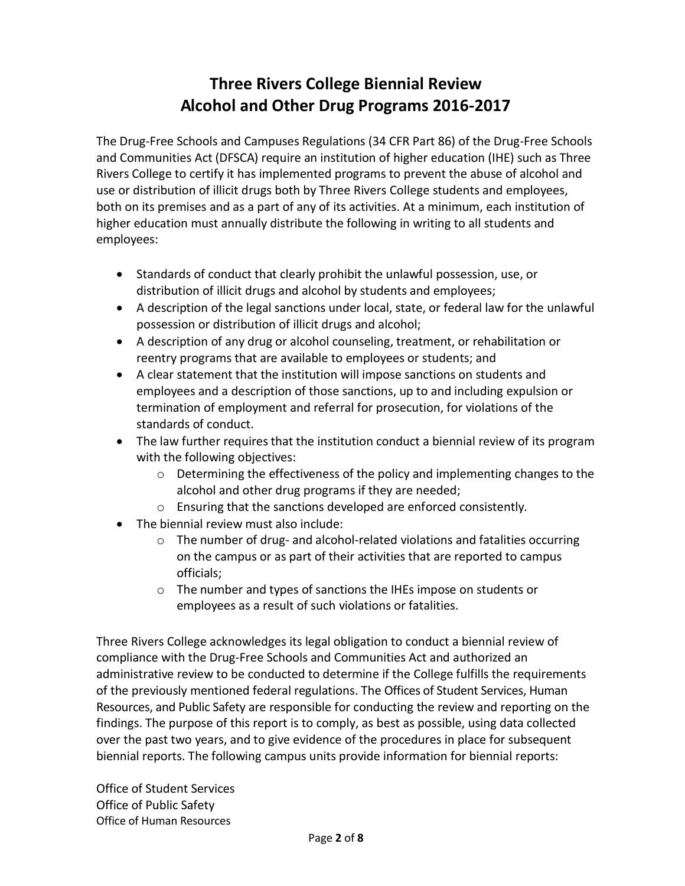# Three Rivers College Biennial Review
# Alcohol and Other Drug Programs 2016-2017

The Drug-Free Schools and Campuses Regulations (34 CFR Part 86) of the Drug-Free Schools and Communities Act (DFSCA) require an institution of higher education (IHE) such as Three Rivers College to certify it has implemented programs to prevent the abuse of alcohol and use or distribution of illicit drugs both by Three Rivers College students and employees, both on its premises and as a part of any of its activities. At a minimum, each institution of higher education must annually distribute the following in writing to all students and employees:

- Standards of conduct that clearly prohibit the unlawful possession, use, or distribution of illicit drugs and alcohol by students and employees;
- A description of the legal sanctions under local, state, or federal law for the unlawful possession or distribution of illicit drugs and alcohol;
- A description of any drug or alcohol counseling, treatment, or rehabilitation or reentry programs that are available to employees or students; and
- A clear statement that the institution will impose sanctions on students and employees and a description of those sanctions, up to and including expulsion or termination of employment and referral for prosecution, for violations of the standards of conduct.
- The law further requires that the institution conduct a biennial review of its program with the following objectives:
  - Determining the effectiveness of the policy and implementing changes to the alcohol and other drug programs if they are needed;
  - Ensuring that the sanctions developed are enforced consistently.
- The biennial review must also include:
  - The number of drug- and alcohol-related violations and fatalities occurring on the campus or as part of their activities that are reported to campus officials;
  - The number and types of sanctions the IHEs impose on students or employees as a result of such violations or fatalities.

Three Rivers College acknowledges its legal obligation to conduct a biennial review of compliance with the Drug-Free Schools and Communities Act and authorized an administrative review to be conducted to determine if the College fulfills the requirements of the previously mentioned federal regulations. The Offices of Student Services, Human Resources, and Public Safety are responsible for conducting the review and reporting on the findings. The purpose of this report is to comply, as best as possible, using data collected over the past two years, and to give evidence of the procedures in place for subsequent biennial reports. The following campus units provide information for biennial reports:

Office of Student Services
Office of Public Safety
Office of Human Resources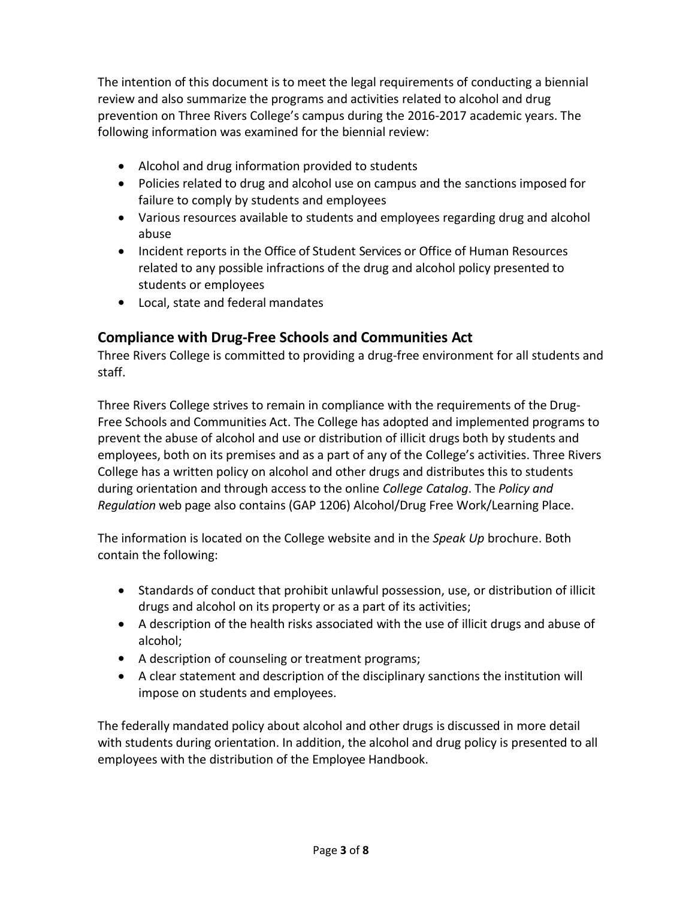The intention of this document is to meet the legal requirements of conducting a biennial review and also summarize the programs and activities related to alcohol and drug prevention on Three Rivers College's campus during the 2016-2017 academic years. The following information was examined for the biennial review:

- Alcohol and drug information provided to students
- Policies related to drug and alcohol use on campus and the sanctions imposed for failure to comply by students and employees
- Various resources available to students and employees regarding drug and alcohol abuse
- Incident reports in the Office of Student Services or Office of Human Resources related to any possible infractions of the drug and alcohol policy presented to students or employees
- Local, state and federal mandates

## Compliance with Drug-Free Schools and Communities Act

Three Rivers College is committed to providing a drug-free environment for all students and staff.

Three Rivers College strives to remain in compliance with the requirements of the Drug-Free Schools and Communities Act. The College has adopted and implemented programs to prevent the abuse of alcohol and use or distribution of illicit drugs both by students and employees, both on its premises and as a part of any of the College's activities. Three Rivers College has a written policy on alcohol and other drugs and distributes this to students during orientation and through access to the online *College Catalog*. The *Policy and Regulation* web page also contains (GAP 1206) Alcohol/Drug Free Work/Learning Place.

The information is located on the College website and in the *Speak Up* brochure. Both contain the following:

- Standards of conduct that prohibit unlawful possession, use, or distribution of illicit drugs and alcohol on its property or as a part of its activities;
- A description of the health risks associated with the use of illicit drugs and abuse of alcohol;
- A description of counseling or treatment programs;
- A clear statement and description of the disciplinary sanctions the institution will impose on students and employees.

The federally mandated policy about alcohol and other drugs is discussed in more detail with students during orientation. In addition, the alcohol and drug policy is presented to all employees with the distribution of the Employee Handbook.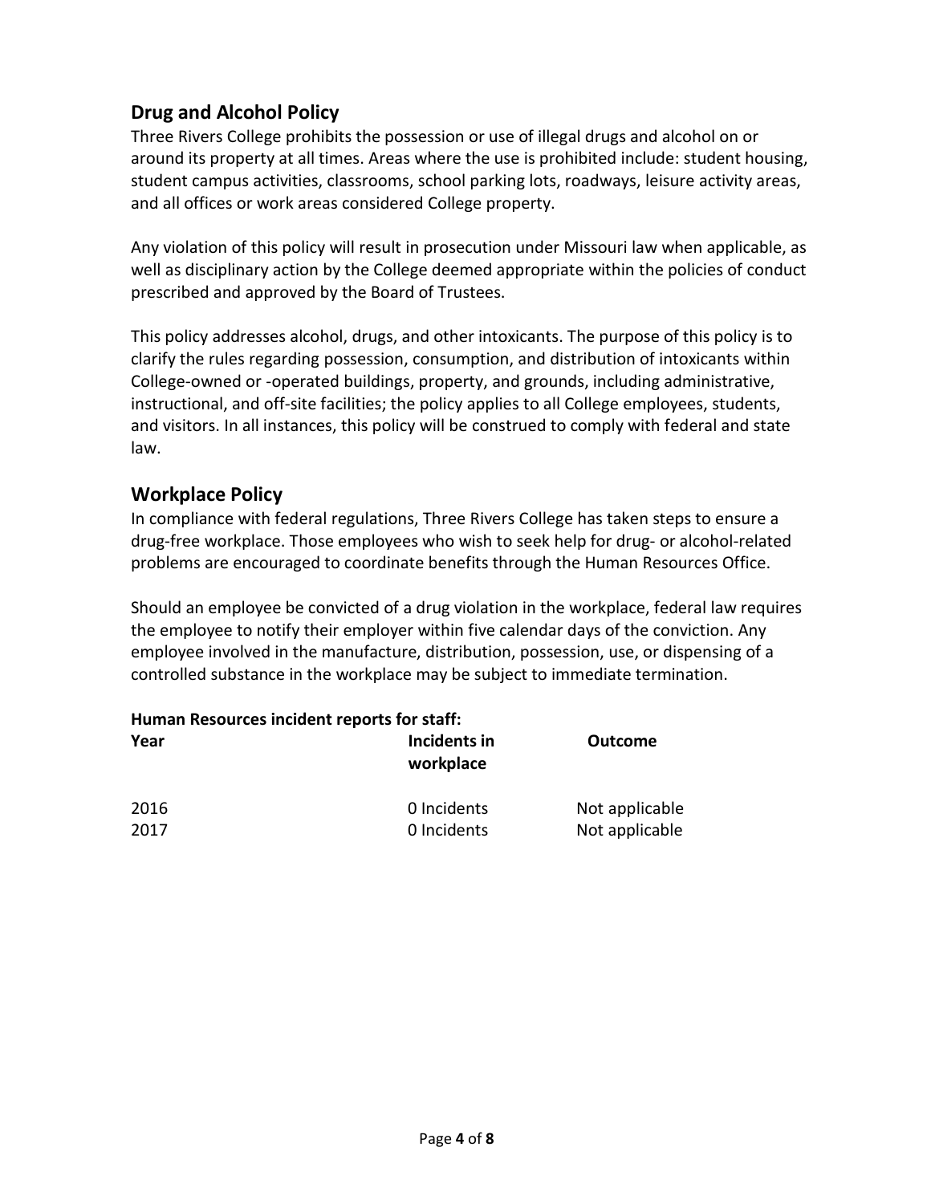## Drug and Alcohol Policy

Three Rivers College prohibits the possession or use of illegal drugs and alcohol on or around its property at all times. Areas where the use is prohibited include: student housing, student campus activities, classrooms, school parking lots, roadways, leisure activity areas, and all offices or work areas considered College property.

Any violation of this policy will result in prosecution under Missouri law when applicable, as well as disciplinary action by the College deemed appropriate within the policies of conduct prescribed and approved by the Board of Trustees.

This policy addresses alcohol, drugs, and other intoxicants. The purpose of this policy is to clarify the rules regarding possession, consumption, and distribution of intoxicants within College-owned or -operated buildings, property, and grounds, including administrative, instructional, and off-site facilities; the policy applies to all College employees, students, and visitors. In all instances, this policy will be construed to comply with federal and state law.

## Workplace Policy

In compliance with federal regulations, Three Rivers College has taken steps to ensure a drug-free workplace. Those employees who wish to seek help for drug- or alcohol-related problems are encouraged to coordinate benefits through the Human Resources Office.

Should an employee be convicted of a drug violation in the workplace, federal law requires the employee to notify their employer within five calendar days of the conviction. Any employee involved in the manufacture, distribution, possession, use, or dispensing of a controlled substance in the workplace may be subject to immediate termination.

**Human Resources incident reports for staff:**

| Year | Incidents in workplace | Outcome |
| --- | --- | --- |
| 2016 | 0 Incidents | Not applicable |
| 2017 | 0 Incidents | Not applicable |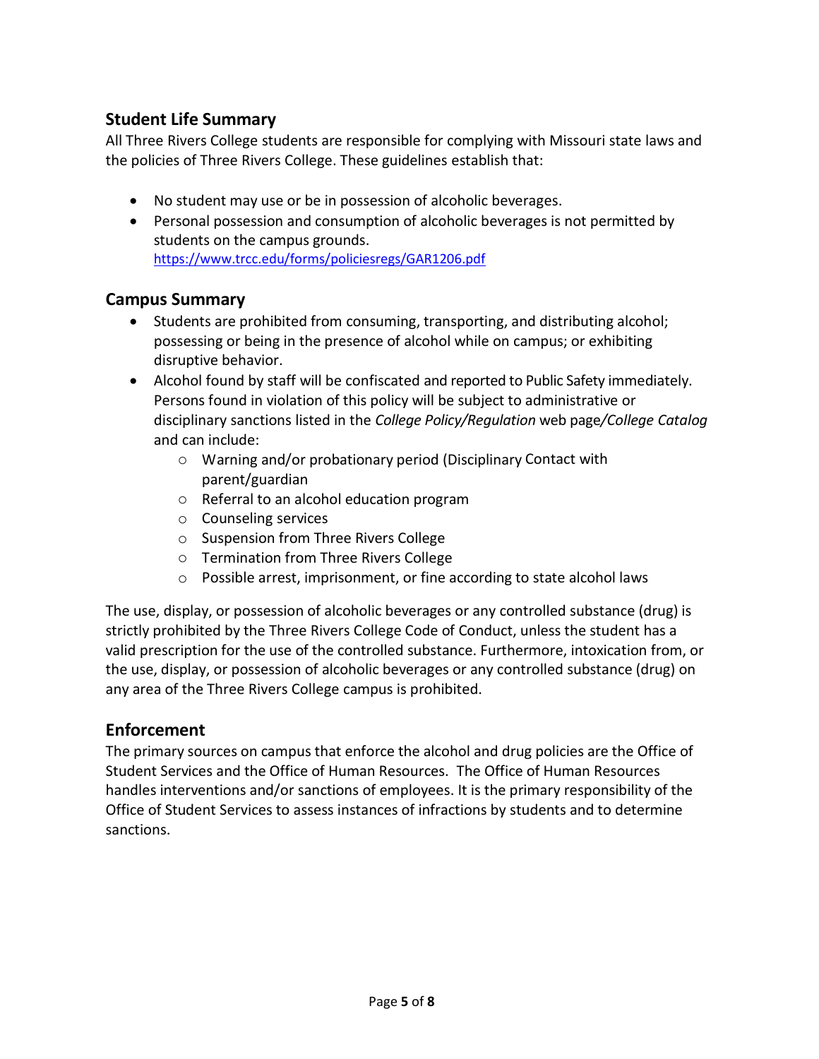## Student Life Summary

All Three Rivers College students are responsible for complying with Missouri state laws and the policies of Three Rivers College. These guidelines establish that:

- No student may use or be in possession of alcoholic beverages.
- Personal possession and consumption of alcoholic beverages is not permitted by students on the campus grounds.
  https://www.trcc.edu/forms/policiesregs/GAR1206.pdf

## Campus Summary

- Students are prohibited from consuming, transporting, and distributing alcohol; possessing or being in the presence of alcohol while on campus; or exhibiting disruptive behavior.
- Alcohol found by staff will be confiscated and reported to Public Safety immediately. Persons found in violation of this policy will be subject to administrative or disciplinary sanctions listed in the *College Policy/Regulation* web page*/College Catalog* and can include:
  - Warning and/or probationary period (Disciplinary Contact with parent/guardian
  - Referral to an alcohol education program
  - Counseling services
  - Suspension from Three Rivers College
  - Termination from Three Rivers College
  - Possible arrest, imprisonment, or fine according to state alcohol laws

The use, display, or possession of alcoholic beverages or any controlled substance (drug) is strictly prohibited by the Three Rivers College Code of Conduct, unless the student has a valid prescription for the use of the controlled substance. Furthermore, intoxication from, or the use, display, or possession of alcoholic beverages or any controlled substance (drug) on any area of the Three Rivers College campus is prohibited.

## Enforcement

The primary sources on campus that enforce the alcohol and drug policies are the Office of Student Services and the Office of Human Resources. The Office of Human Resources handles interventions and/or sanctions of employees. It is the primary responsibility of the Office of Student Services to assess instances of infractions by students and to determine sanctions.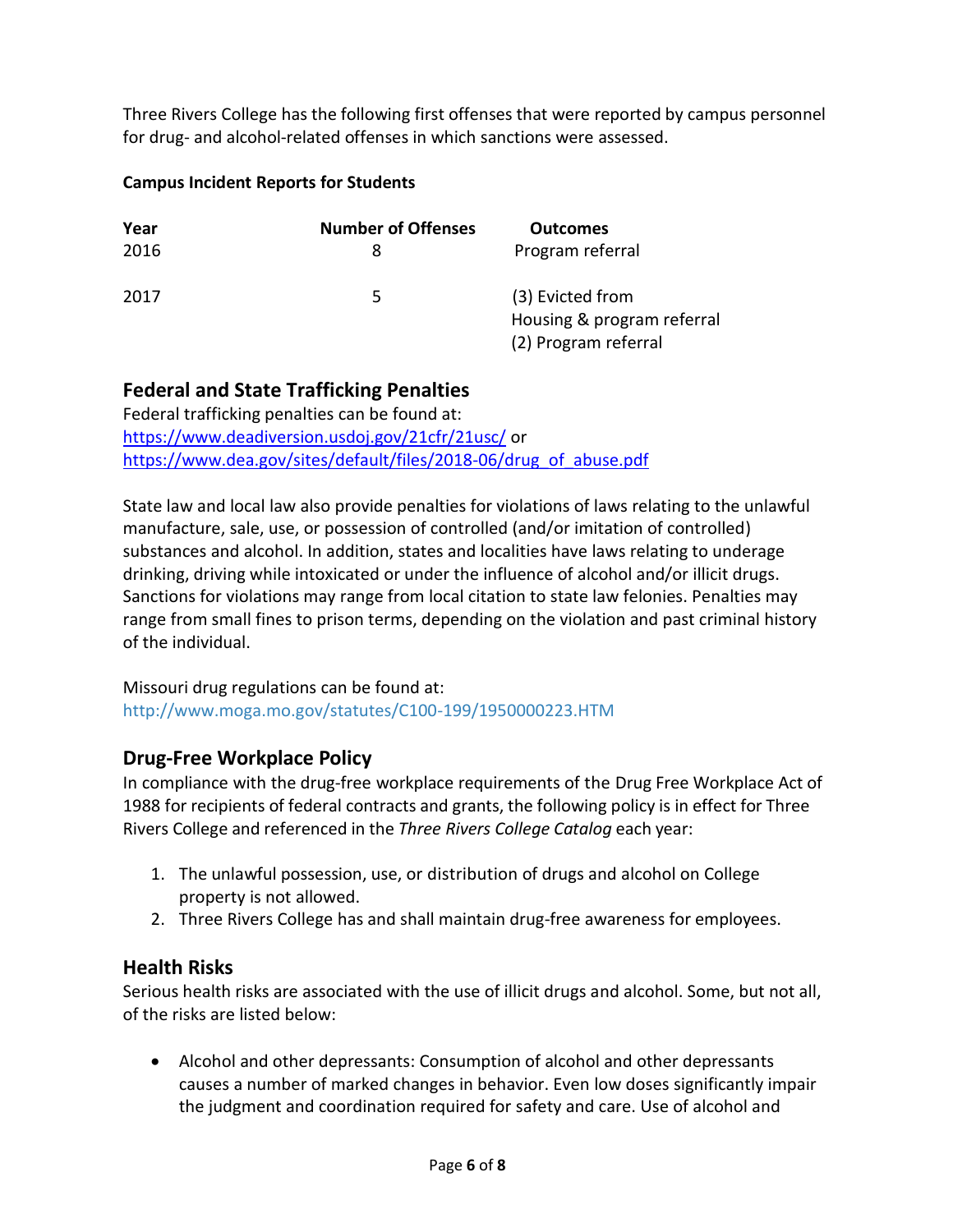Three Rivers College has the following first offenses that were reported by campus personnel for drug- and alcohol-related offenses in which sanctions were assessed.

**Campus Incident Reports for Students**

| Year | Number of Offenses | Outcomes |
| --- | --- | --- |
| 2016 | 8 | Program referral |
| 2017 | 5 | (3) Evicted from Housing & program referral<br>(2) Program referral |

## Federal and State Trafficking Penalties

Federal trafficking penalties can be found at:
https://www.deadiversion.usdoj.gov/21cfr/21usc/ or
https://www.dea.gov/sites/default/files/2018-06/drug_of_abuse.pdf

State law and local law also provide penalties for violations of laws relating to the unlawful manufacture, sale, use, or possession of controlled (and/or imitation of controlled) substances and alcohol. In addition, states and localities have laws relating to underage drinking, driving while intoxicated or under the influence of alcohol and/or illicit drugs. Sanctions for violations may range from local citation to state law felonies. Penalties may range from small fines to prison terms, depending on the violation and past criminal history of the individual.

Missouri drug regulations can be found at:
http://www.moga.mo.gov/statutes/C100-199/1950000223.HTM

## Drug-Free Workplace Policy

In compliance with the drug-free workplace requirements of the Drug Free Workplace Act of 1988 for recipients of federal contracts and grants, the following policy is in effect for Three Rivers College and referenced in the *Three Rivers College Catalog* each year:

1. The unlawful possession, use, or distribution of drugs and alcohol on College property is not allowed.
2. Three Rivers College has and shall maintain drug-free awareness for employees.

## Health Risks

Serious health risks are associated with the use of illicit drugs and alcohol. Some, but not all, of the risks are listed below:

- Alcohol and other depressants: Consumption of alcohol and other depressants causes a number of marked changes in behavior. Even low doses significantly impair the judgment and coordination required for safety and care. Use of alcohol and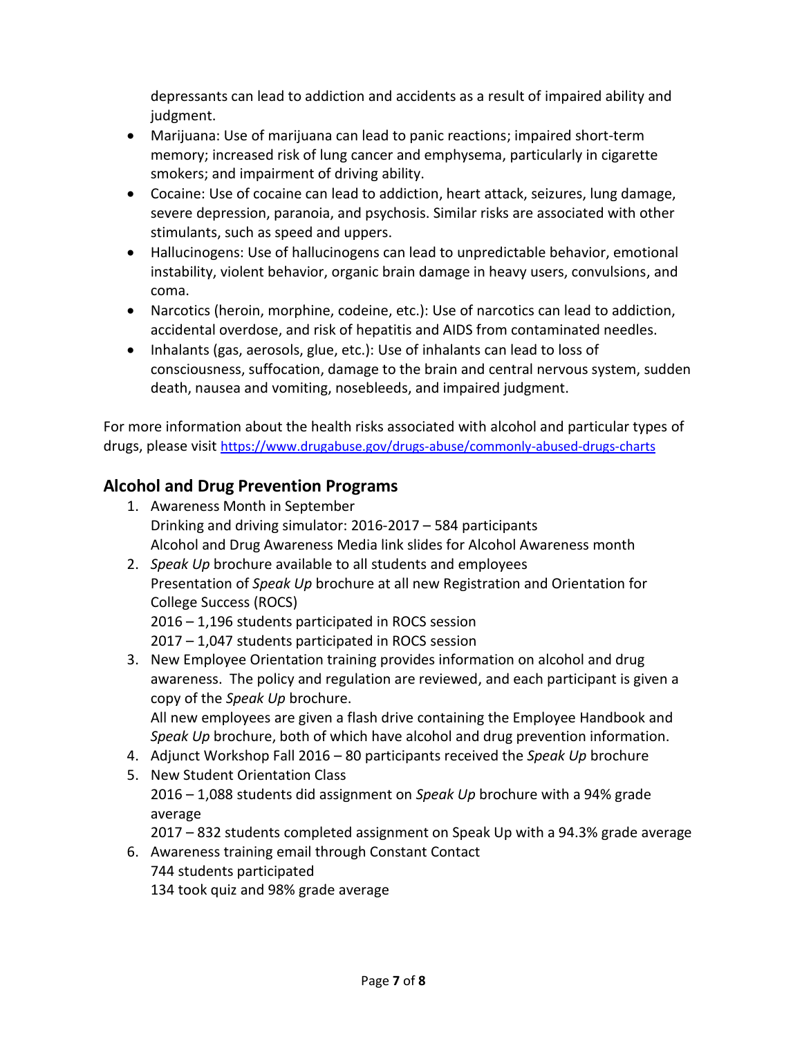depressants can lead to addiction and accidents as a result of impaired ability and judgment.

- Marijuana: Use of marijuana can lead to panic reactions; impaired short-term memory; increased risk of lung cancer and emphysema, particularly in cigarette smokers; and impairment of driving ability.
- Cocaine: Use of cocaine can lead to addiction, heart attack, seizures, lung damage, severe depression, paranoia, and psychosis. Similar risks are associated with other stimulants, such as speed and uppers.
- Hallucinogens: Use of hallucinogens can lead to unpredictable behavior, emotional instability, violent behavior, organic brain damage in heavy users, convulsions, and coma.
- Narcotics (heroin, morphine, codeine, etc.): Use of narcotics can lead to addiction, accidental overdose, and risk of hepatitis and AIDS from contaminated needles.
- Inhalants (gas, aerosols, glue, etc.): Use of inhalants can lead to loss of consciousness, suffocation, damage to the brain and central nervous system, sudden death, nausea and vomiting, nosebleeds, and impaired judgment.

For more information about the health risks associated with alcohol and particular types of drugs, please visit https://www.drugabuse.gov/drugs-abuse/commonly-abused-drugs-charts

## Alcohol and Drug Prevention Programs

1. Awareness Month in September
   Drinking and driving simulator: 2016-2017 – 584 participants
   Alcohol and Drug Awareness Media link slides for Alcohol Awareness month
2. *Speak Up* brochure available to all students and employees
   Presentation of *Speak Up* brochure at all new Registration and Orientation for College Success (ROCS)
   2016 – 1,196 students participated in ROCS session
   2017 – 1,047 students participated in ROCS session
3. New Employee Orientation training provides information on alcohol and drug awareness. The policy and regulation are reviewed, and each participant is given a copy of the *Speak Up* brochure.
   All new employees are given a flash drive containing the Employee Handbook and *Speak Up* brochure, both of which have alcohol and drug prevention information.
4. Adjunct Workshop Fall 2016 – 80 participants received the *Speak Up* brochure
5. New Student Orientation Class
   2016 – 1,088 students did assignment on *Speak Up* brochure with a 94% grade average
   2017 – 832 students completed assignment on Speak Up with a 94.3% grade average
6. Awareness training email through Constant Contact
   744 students participated
   134 took quiz and 98% grade average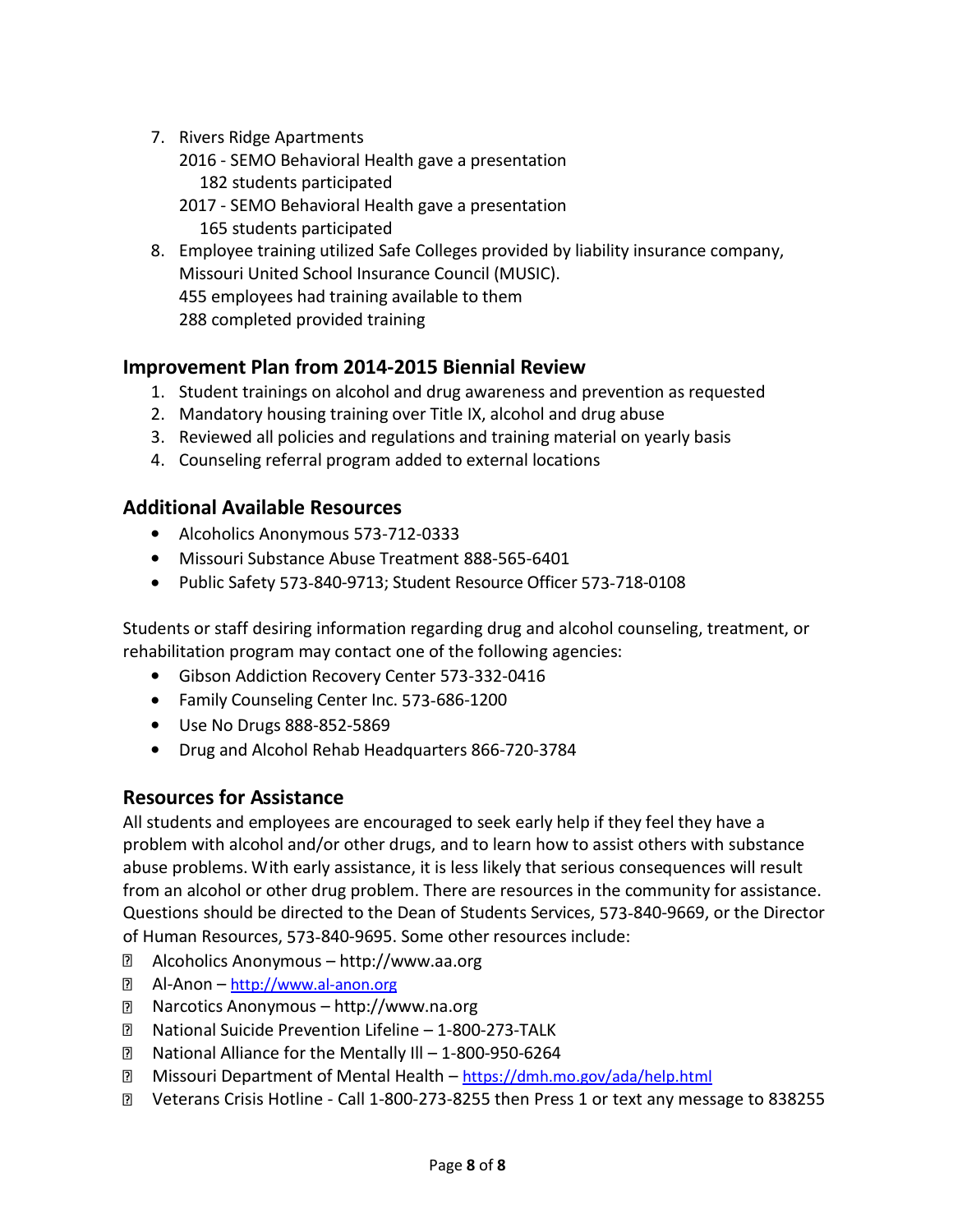7. Rivers Ridge Apartments
   2016 - SEMO Behavioral Health gave a presentation
   182 students participated
   2017 - SEMO Behavioral Health gave a presentation
   165 students participated
8. Employee training utilized Safe Colleges provided by liability insurance company, Missouri United School Insurance Council (MUSIC).
   455 employees had training available to them
   288 completed provided training

## Improvement Plan from 2014-2015 Biennial Review

1. Student trainings on alcohol and drug awareness and prevention as requested
2. Mandatory housing training over Title IX, alcohol and drug abuse
3. Reviewed all policies and regulations and training material on yearly basis
4. Counseling referral program added to external locations

## Additional Available Resources

- Alcoholics Anonymous 573-712-0333
- Missouri Substance Abuse Treatment 888-565-6401
- Public Safety 573-840-9713; Student Resource Officer 573-718-0108

Students or staff desiring information regarding drug and alcohol counseling, treatment, or rehabilitation program may contact one of the following agencies:

- Gibson Addiction Recovery Center 573-332-0416
- Family Counseling Center Inc. 573-686-1200
- Use No Drugs 888-852-5869
- Drug and Alcohol Rehab Headquarters 866-720-3784

## Resources for Assistance

All students and employees are encouraged to seek early help if they feel they have a problem with alcohol and/or other drugs, and to learn how to assist others with substance abuse problems. With early assistance, it is less likely that serious consequences will result from an alcohol or other drug problem. There are resources in the community for assistance. Questions should be directed to the Dean of Students Services, 573-840-9669, or the Director of Human Resources, 573-840-9695. Some other resources include:

- Alcoholics Anonymous – http://www.aa.org
- Al-Anon – http://www.al-anon.org
- Narcotics Anonymous – http://www.na.org
- National Suicide Prevention Lifeline – 1-800-273-TALK
- National Alliance for the Mentally Ill – 1-800-950-6264
- Missouri Department of Mental Health – https://dmh.mo.gov/ada/help.html
- Veterans Crisis Hotline - Call 1-800-273-8255 then Press 1 or text any message to 838255